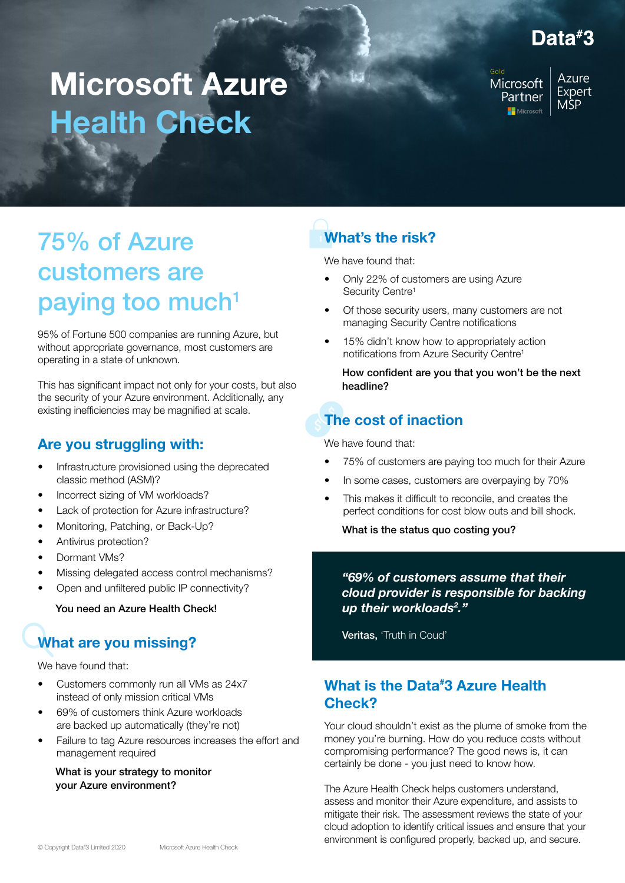Data#3

Gold Microsoft Partner | Azure Expert MSP

# Microsoft Azure Health Check

## 75% of Azure customers are paying too much[1]

95% of Fortune 500 companies are running Azure, but without appropriate governance, most customers are operating in a state of unknown.

This has significant impact not only for your costs, but also the security of your Azure environment. Additionally, any existing inefficiencies may be magnified at scale.

### Are you struggling with:

- Infrastructure provisioned using the deprecated classic method (ASM)?
- Incorrect sizing of VM workloads?
- Lack of protection for Azure infrastructure?
- Monitoring, Patching, or Back-Up?
- Antivirus protection?
- Dormant VMs?
- Missing delegated access control mechanisms?
- Open and unfiltered public IP connectivity?

**You need an Azure Health Check!**

### What are you missing?

We have found that:

- Customers commonly run all VMs as 24x7 instead of only mission critical VMs
- 69% of customers think Azure workloads are backed up automatically (they're not)
- Failure to tag Azure resources increases the effort and management required

**What is your strategy to monitor your Azure environment?**

### What's the risk?

We have found that:

- Only 22% of customers are using Azure Security Centre[1]
- Of those security users, many customers are not managing Security Centre notifications
- 15% didn't know how to appropriately action notifications from Azure Security Centre[1]

**How confident are you that you won't be the next headline?**

### The cost of inaction

We have found that:

- 75% of customers are paying too much for their Azure
- In some cases, customers are overpaying by 70%
- This makes it difficult to reconcile, and creates the perfect conditions for cost blow outs and bill shock.

**What is the status quo costing you?**

> ***"69% of customers assume that their cloud provider is responsible for backing up their workloads[2]."***
>
> **Veritas,** 'Truth in Coud'

### What is the Data#3 Azure Health Check?

Your cloud shouldn't exist as the plume of smoke from the money you're burning. How do you reduce costs without compromising performance? The good news is, it can certainly be done - you just need to know how.

The Azure Health Check helps customers understand, assess and monitor their Azure expenditure, and assists to mitigate their risk. The assessment reviews the state of your cloud adoption to identify critical issues and ensure that your environment is configured properly, backed up, and secure.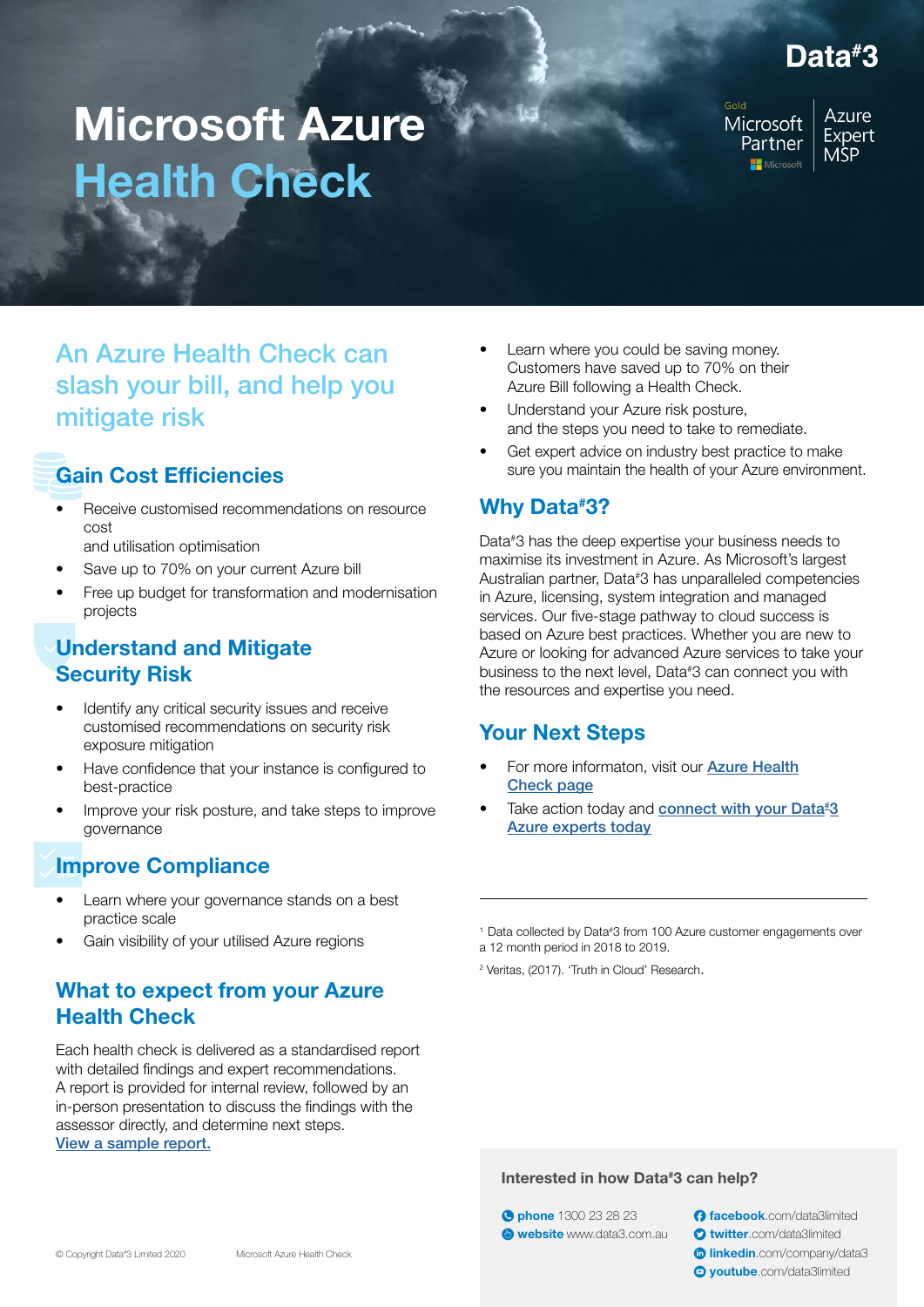Data#3

Gold Microsoft Partner

Azure Expert MSP

# Microsoft Azure Health Check

## An Azure Health Check can slash your bill, and help you mitigate risk

### Gain Cost Efficiencies

- Receive customised recommendations on resource cost and utilisation optimisation
- Save up to 70% on your current Azure bill
- Free up budget for transformation and modernisation projects

### Understand and Mitigate Security Risk

- Identify any critical security issues and receive customised recommendations on security risk exposure mitigation
- Have confidence that your instance is configured to best-practice
- Improve your risk posture, and take steps to improve governance

### Improve Compliance

- Learn where your governance stands on a best practice scale
- Gain visibility of your utilised Azure regions

## What to expect from your Azure Health Check

Each health check is delivered as a standardised report with detailed findings and expert recommendations. A report is provided for internal review, followed by an in-person presentation to discuss the findings with the assessor directly, and determine next steps.
[View a sample report.]

- Learn where you could be saving money. Customers have saved up to 70% on their Azure Bill following a Health Check.
- Understand your Azure risk posture, and the steps you need to take to remediate.
- Get expert advice on industry best practice to make sure you maintain the health of your Azure environment.

## Why Data#3?

Data#3 has the deep expertise your business needs to maximise its investment in Azure. As Microsoft's largest Australian partner, Data#3 has unparalleled competencies in Azure, licensing, system integration and managed services. Our five-stage pathway to cloud success is based on Azure best practices. Whether you are new to Azure or looking for advanced Azure services to take your business to the next level, Data#3 can connect you with the resources and expertise you need.

## Your Next Steps

- For more informaton, visit our [Azure Health Check page]
- Take action today and [connect with your Data#3 Azure experts today]

[1] Data collected by Data#3 from 100 Azure customer engagements over a 12 month period in 2018 to 2019.

[2] Veritas, (2017). 'Truth in Cloud' Research.

**Interested in how Data#3 can help?**

**phone** 1300 23 28 23
**website** www.data3.com.au
**facebook**.com/data3limited
**twitter**.com/data3limited
**linkedin**.com/company/data3
**youtube**.com/data3limited

© Copyright Data#3 Limited 2020